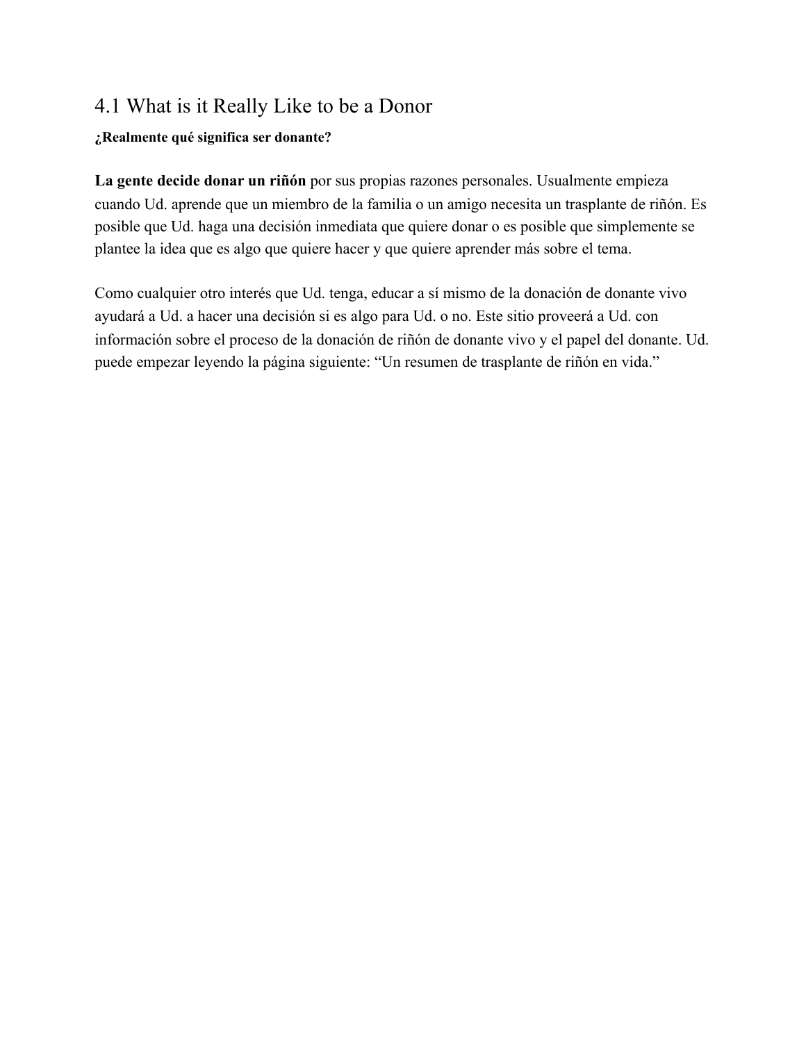## 4.1 What is it Really Like to be a Donor

**¿Realmente qué significa ser donante?**

**La gente decide donar un riñón** por sus propias razones personales. Usualmente empieza cuando Ud. aprende que un miembro de la familia o un amigo necesita un trasplante de riñón. Es posible que Ud. haga una decisión inmediata que quiere donar o es posible que simplemente se plantee la idea que es algo que quiere hacer y que quiere aprender más sobre el tema.

Como cualquier otro interés que Ud. tenga, educar a sí mismo de la donación de donante vivo ayudará a Ud. a hacer una decisión si es algo para Ud. o no. Este sitio proveerá a Ud. con información sobre el proceso de la donación de riñón de donante vivo y el papel del donante. Ud. puede empezar leyendo la página siguiente: "Un resumen de trasplante de riñón en vida."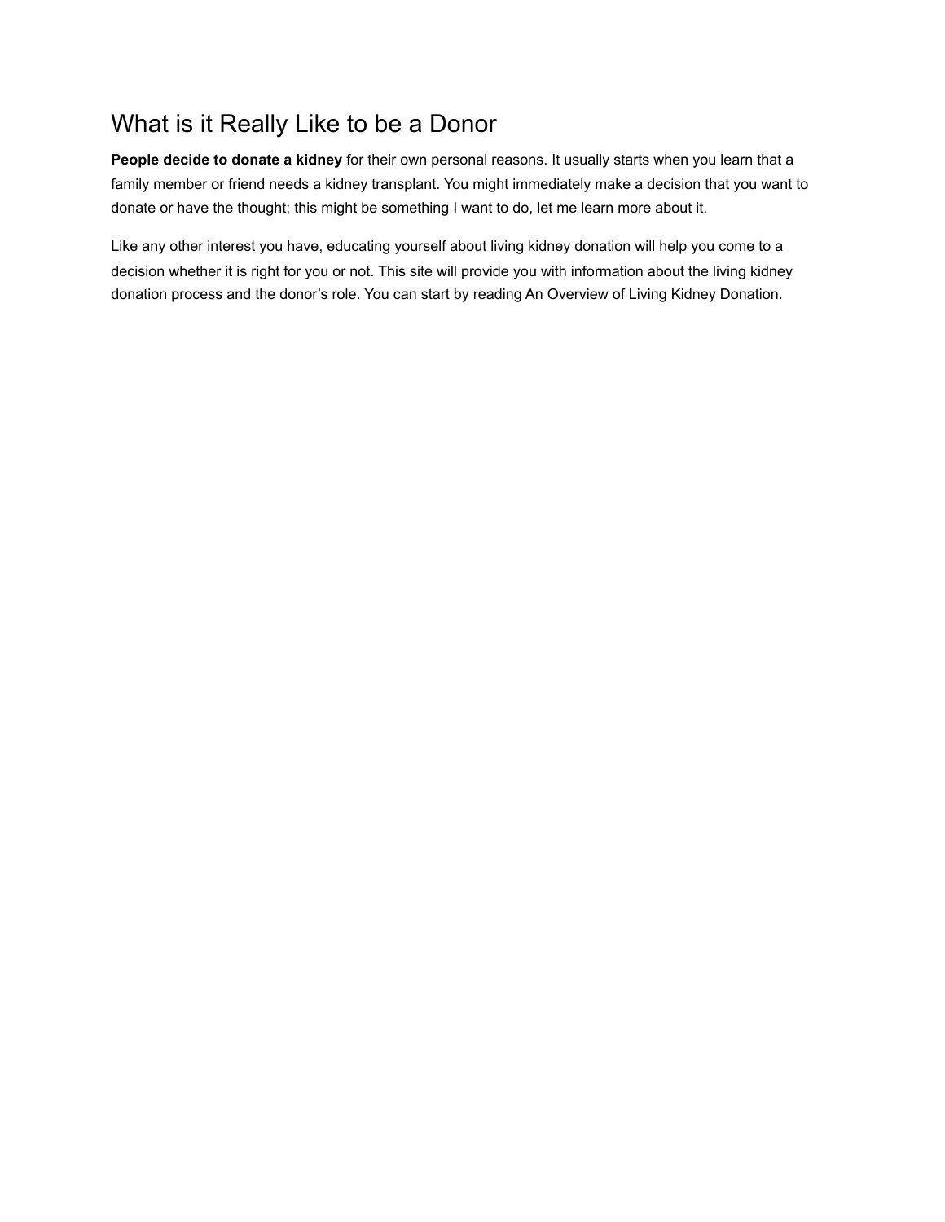# What is it Really Like to be a Donor

**People decide to donate a kidney** for their own personal reasons. It usually starts when you learn that a family member or friend needs a kidney transplant. You might immediately make a decision that you want to donate or have the thought; this might be something I want to do, let me learn more about it.

Like any other interest you have, educating yourself about living kidney donation will help you come to a decision whether it is right for you or not. This site will provide you with information about the living kidney donation process and the donor's role. You can start by reading An Overview of Living Kidney Donation.